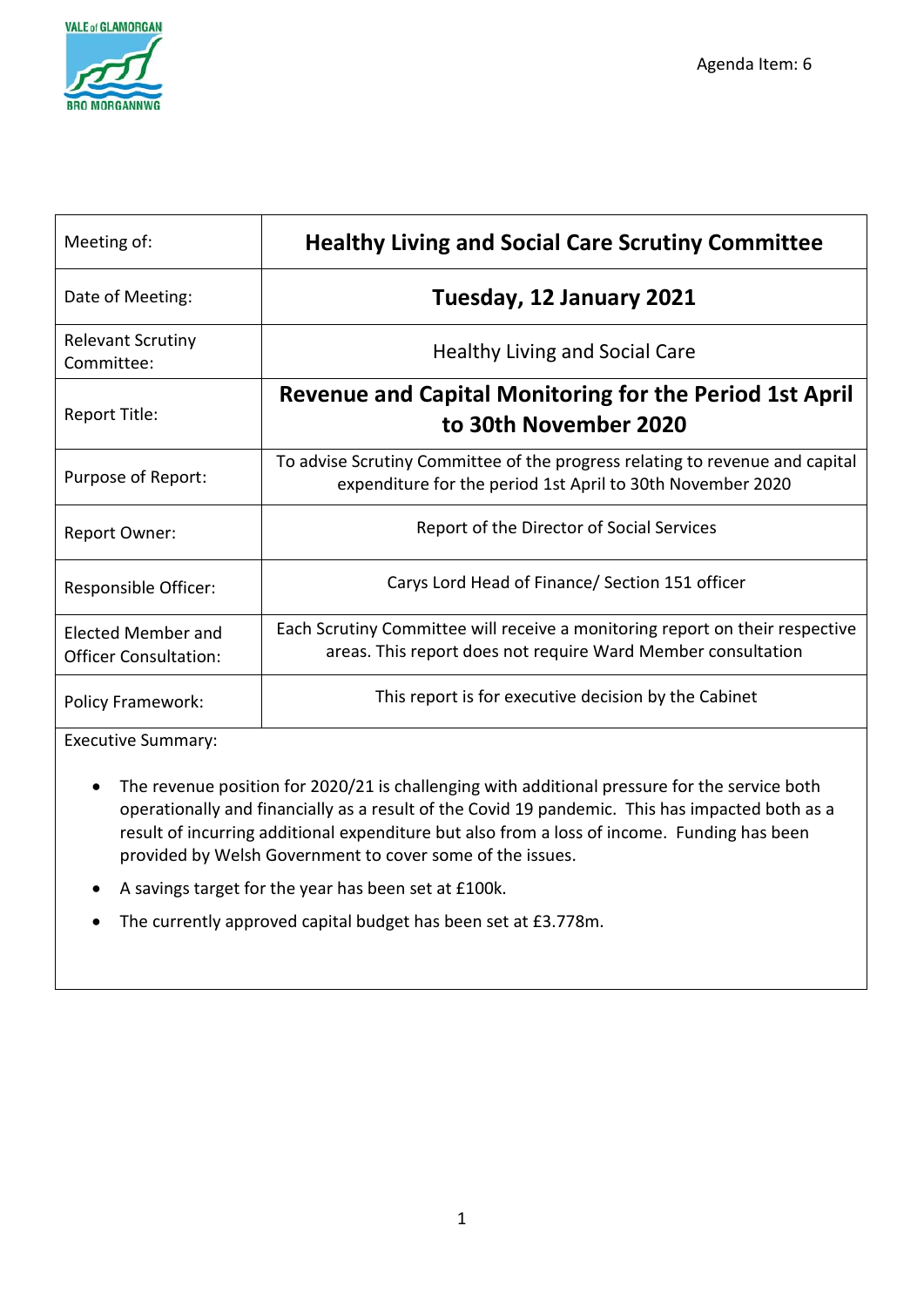Agenda Item: 6

| Meeting of: | **Healthy Living and Social Care Scrutiny Committee** |
| --- | --- |
| Date of Meeting: | **Tuesday, 12 January 2021** |
| Relevant Scrutiny Committee: | Healthy Living and Social Care |
| Report Title: | **Revenue and Capital Monitoring for the Period 1st April to 30th November 2020** |
| Purpose of Report: | To advise Scrutiny Committee of the progress relating to revenue and capital expenditure for the period 1st April to 30th November 2020 |
| Report Owner: | Report of the Director of Social Services |
| Responsible Officer: | Carys Lord Head of Finance/ Section 151 officer |
| Elected Member and Officer Consultation: | Each Scrutiny Committee will receive a monitoring report on their respective areas. This report does not require Ward Member consultation |
| Policy Framework: | This report is for executive decision by the Cabinet |

Executive Summary:

- The revenue position for 2020/21 is challenging with additional pressure for the service both operationally and financially as a result of the Covid 19 pandemic. This has impacted both as a result of incurring additional expenditure but also from a loss of income. Funding has been provided by Welsh Government to cover some of the issues.
- A savings target for the year has been set at £100k.
- The currently approved capital budget has been set at £3.778m.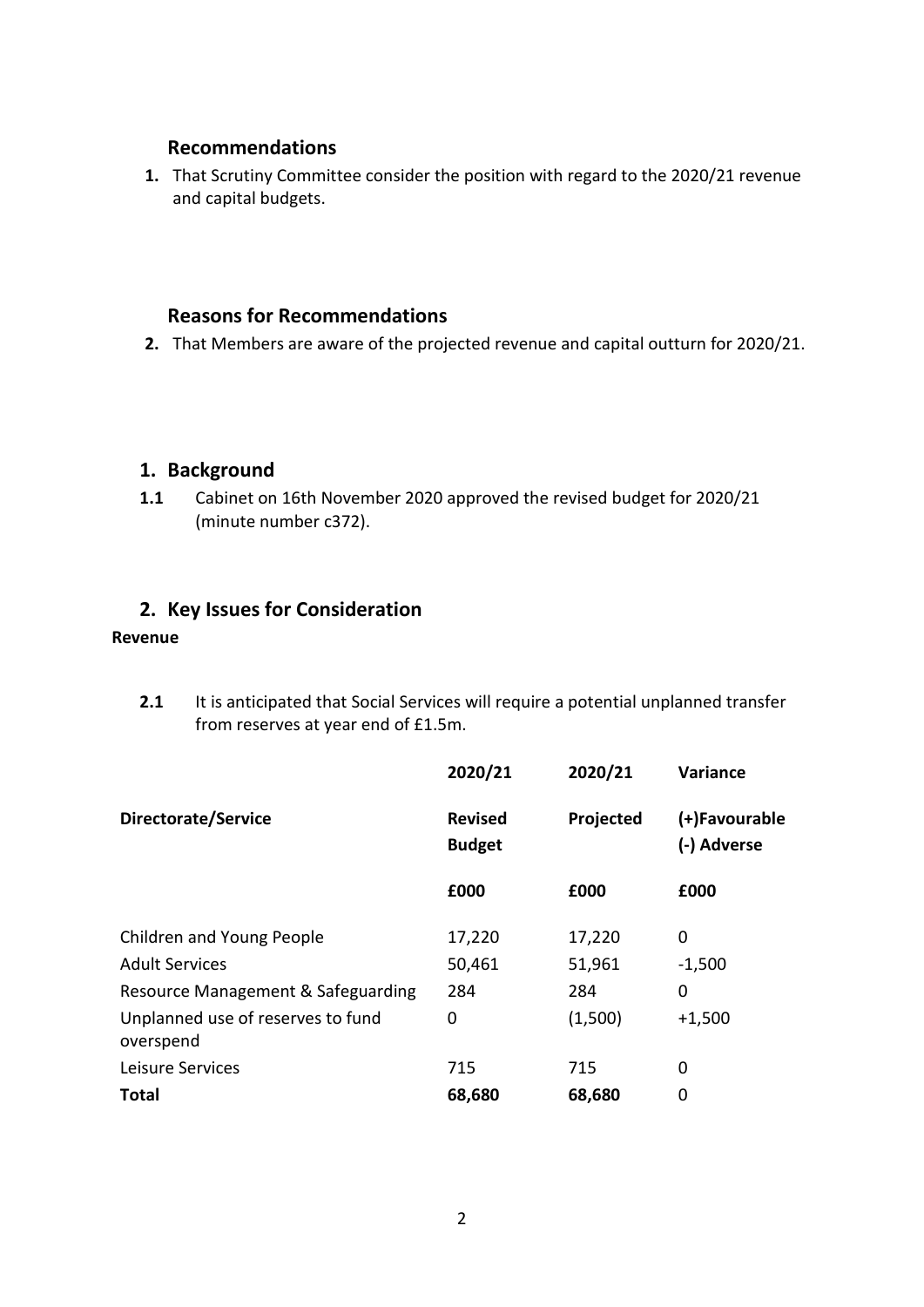## Recommendations

1. That Scrutiny Committee consider the position with regard to the 2020/21 revenue and capital budgets.

## Reasons for Recommendations

2. That Members are aware of the projected revenue and capital outturn for 2020/21.

## 1. Background

**1.1** Cabinet on 16th November 2020 approved the revised budget for 2020/21 (minute number c372).

## 2. Key Issues for Consideration

**Revenue**

**2.1** It is anticipated that Social Services will require a potential unplanned transfer from reserves at year end of £1.5m.

| Directorate/Service | 2020/21 Revised Budget | 2020/21 Projected | Variance (+)Favourable (-) Adverse |
|---|---|---|---|
| | £000 | £000 | £000 |
| Children and Young People | 17,220 | 17,220 | 0 |
| Adult Services | 50,461 | 51,961 | -1,500 |
| Resource Management & Safeguarding | 284 | 284 | 0 |
| Unplanned use of reserves to fund overspend | 0 | (1,500) | +1,500 |
| Leisure Services | 715 | 715 | 0 |
| **Total** | **68,680** | **68,680** | 0 |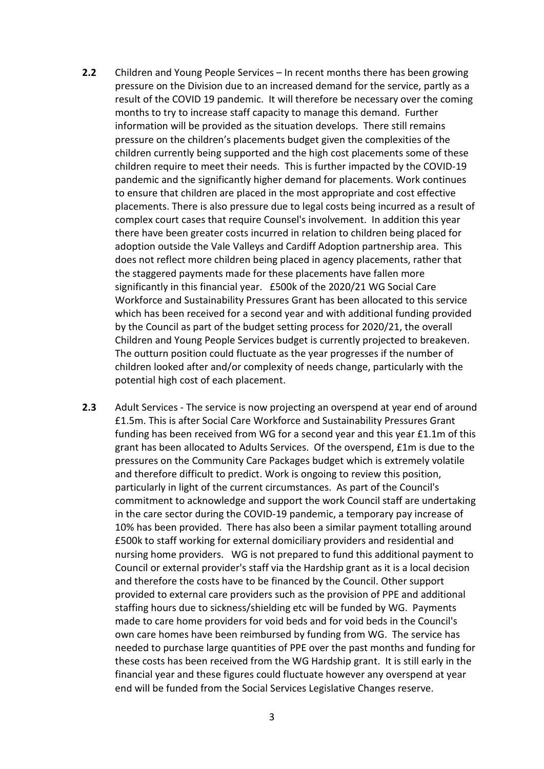**2.2** Children and Young People Services – In recent months there has been growing pressure on the Division due to an increased demand for the service, partly as a result of the COVID 19 pandemic. It will therefore be necessary over the coming months to try to increase staff capacity to manage this demand. Further information will be provided as the situation develops. There still remains pressure on the children's placements budget given the complexities of the children currently being supported and the high cost placements some of these children require to meet their needs. This is further impacted by the COVID-19 pandemic and the significantly higher demand for placements. Work continues to ensure that children are placed in the most appropriate and cost effective placements. There is also pressure due to legal costs being incurred as a result of complex court cases that require Counsel's involvement. In addition this year there have been greater costs incurred in relation to children being placed for adoption outside the Vale Valleys and Cardiff Adoption partnership area. This does not reflect more children being placed in agency placements, rather that the staggered payments made for these placements have fallen more significantly in this financial year. £500k of the 2020/21 WG Social Care Workforce and Sustainability Pressures Grant has been allocated to this service which has been received for a second year and with additional funding provided by the Council as part of the budget setting process for 2020/21, the overall Children and Young People Services budget is currently projected to breakeven. The outturn position could fluctuate as the year progresses if the number of children looked after and/or complexity of needs change, particularly with the potential high cost of each placement.

**2.3** Adult Services - The service is now projecting an overspend at year end of around £1.5m. This is after Social Care Workforce and Sustainability Pressures Grant funding has been received from WG for a second year and this year £1.1m of this grant has been allocated to Adults Services. Of the overspend, £1m is due to the pressures on the Community Care Packages budget which is extremely volatile and therefore difficult to predict. Work is ongoing to review this position, particularly in light of the current circumstances. As part of the Council's commitment to acknowledge and support the work Council staff are undertaking in the care sector during the COVID-19 pandemic, a temporary pay increase of 10% has been provided. There has also been a similar payment totalling around £500k to staff working for external domiciliary providers and residential and nursing home providers. WG is not prepared to fund this additional payment to Council or external provider's staff via the Hardship grant as it is a local decision and therefore the costs have to be financed by the Council. Other support provided to external care providers such as the provision of PPE and additional staffing hours due to sickness/shielding etc will be funded by WG. Payments made to care home providers for void beds and for void beds in the Council's own care homes have been reimbursed by funding from WG. The service has needed to purchase large quantities of PPE over the past months and funding for these costs has been received from the WG Hardship grant. It is still early in the financial year and these figures could fluctuate however any overspend at year end will be funded from the Social Services Legislative Changes reserve.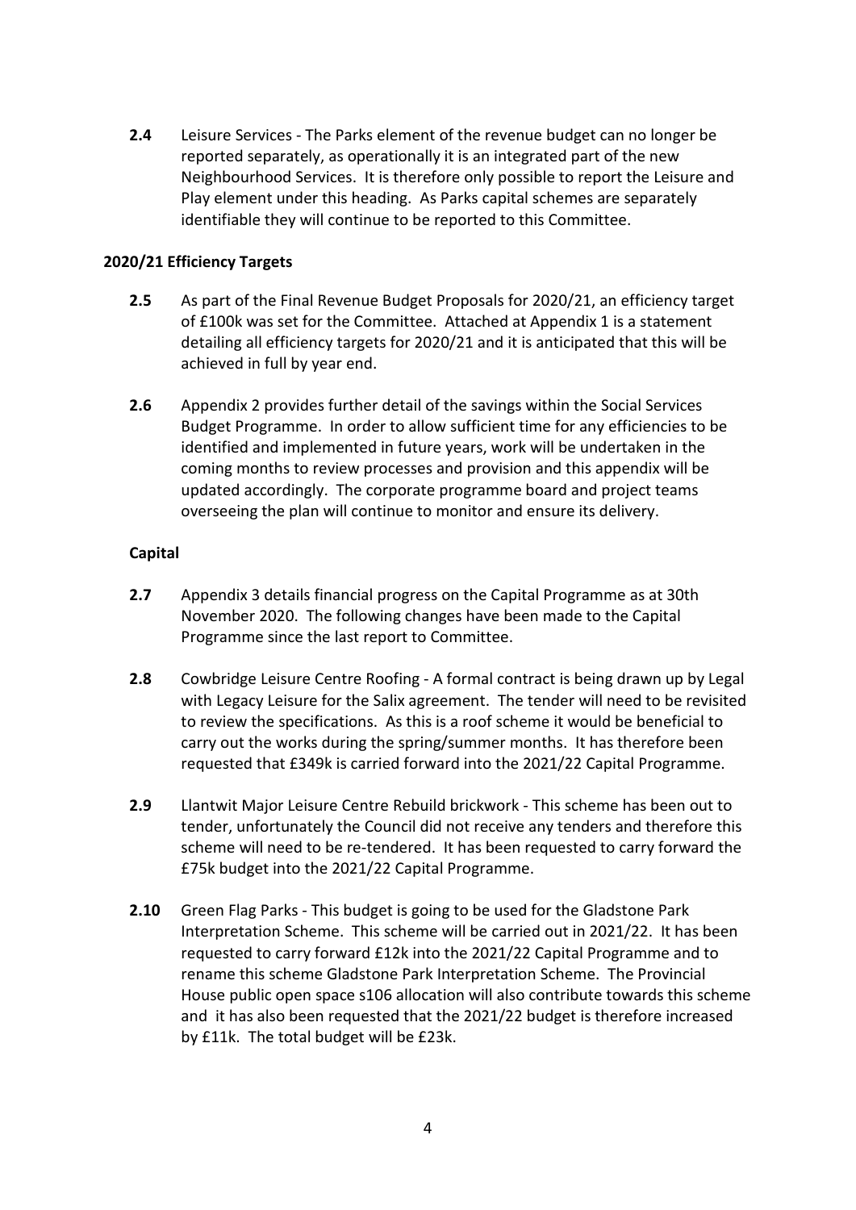**2.4** Leisure Services - The Parks element of the revenue budget can no longer be reported separately, as operationally it is an integrated part of the new Neighbourhood Services. It is therefore only possible to report the Leisure and Play element under this heading. As Parks capital schemes are separately identifiable they will continue to be reported to this Committee.

**2020/21 Efficiency Targets**

**2.5** As part of the Final Revenue Budget Proposals for 2020/21, an efficiency target of £100k was set for the Committee. Attached at Appendix 1 is a statement detailing all efficiency targets for 2020/21 and it is anticipated that this will be achieved in full by year end.

**2.6** Appendix 2 provides further detail of the savings within the Social Services Budget Programme. In order to allow sufficient time for any efficiencies to be identified and implemented in future years, work will be undertaken in the coming months to review processes and provision and this appendix will be updated accordingly. The corporate programme board and project teams overseeing the plan will continue to monitor and ensure its delivery.

**Capital**

**2.7** Appendix 3 details financial progress on the Capital Programme as at 30th November 2020. The following changes have been made to the Capital Programme since the last report to Committee.

**2.8** Cowbridge Leisure Centre Roofing - A formal contract is being drawn up by Legal with Legacy Leisure for the Salix agreement. The tender will need to be revisited to review the specifications. As this is a roof scheme it would be beneficial to carry out the works during the spring/summer months. It has therefore been requested that £349k is carried forward into the 2021/22 Capital Programme.

**2.9** Llantwit Major Leisure Centre Rebuild brickwork - This scheme has been out to tender, unfortunately the Council did not receive any tenders and therefore this scheme will need to be re-tendered. It has been requested to carry forward the £75k budget into the 2021/22 Capital Programme.

**2.10** Green Flag Parks - This budget is going to be used for the Gladstone Park Interpretation Scheme. This scheme will be carried out in 2021/22. It has been requested to carry forward £12k into the 2021/22 Capital Programme and to rename this scheme Gladstone Park Interpretation Scheme. The Provincial House public open space s106 allocation will also contribute towards this scheme and it has also been requested that the 2021/22 budget is therefore increased by £11k. The total budget will be £23k.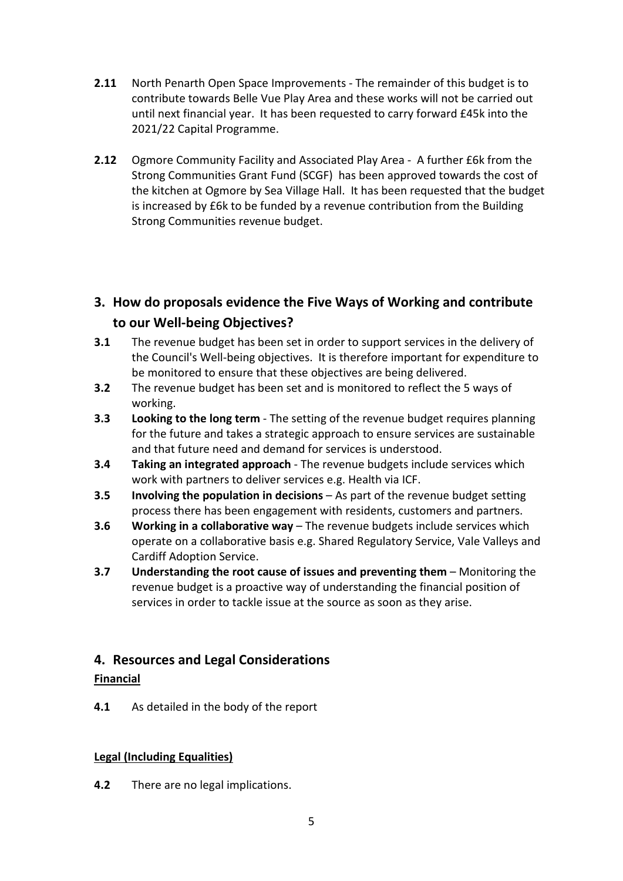**2.11** North Penarth Open Space Improvements - The remainder of this budget is to contribute towards Belle Vue Play Area and these works will not be carried out until next financial year. It has been requested to carry forward £45k into the 2021/22 Capital Programme.

**2.12** Ogmore Community Facility and Associated Play Area - A further £6k from the Strong Communities Grant Fund (SCGF) has been approved towards the cost of the kitchen at Ogmore by Sea Village Hall. It has been requested that the budget is increased by £6k to be funded by a revenue contribution from the Building Strong Communities revenue budget.

## 3. How do proposals evidence the Five Ways of Working and contribute to our Well-being Objectives?

**3.1** The revenue budget has been set in order to support services in the delivery of the Council's Well-being objectives. It is therefore important for expenditure to be monitored to ensure that these objectives are being delivered.

**3.2** The revenue budget has been set and is monitored to reflect the 5 ways of working.

**3.3** **Looking to the long term** - The setting of the revenue budget requires planning for the future and takes a strategic approach to ensure services are sustainable and that future need and demand for services is understood.

**3.4** **Taking an integrated approach** - The revenue budgets include services which work with partners to deliver services e.g. Health via ICF.

**3.5** **Involving the population in decisions** – As part of the revenue budget setting process there has been engagement with residents, customers and partners.

**3.6** **Working in a collaborative way** – The revenue budgets include services which operate on a collaborative basis e.g. Shared Regulatory Service, Vale Valleys and Cardiff Adoption Service.

**3.7** **Understanding the root cause of issues and preventing them** – Monitoring the revenue budget is a proactive way of understanding the financial position of services in order to tackle issue at the source as soon as they arise.

## 4. Resources and Legal Considerations

**Financial**

**4.1** As detailed in the body of the report

**Legal (Including Equalities)**

**4.2** There are no legal implications.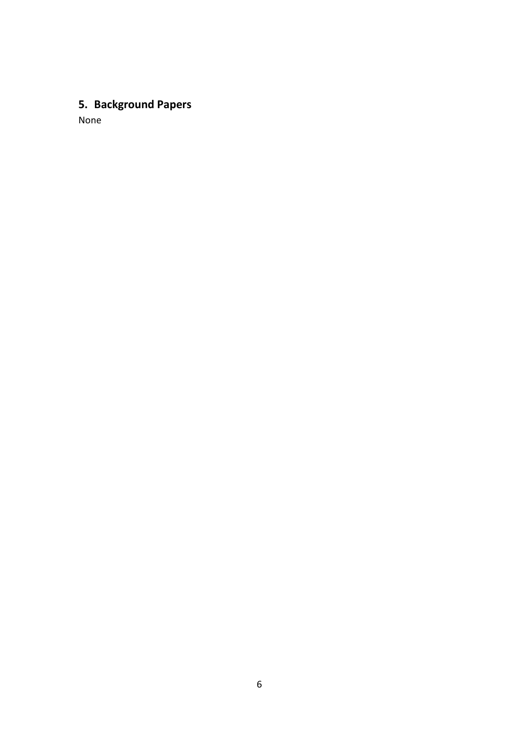## 5. Background Papers

None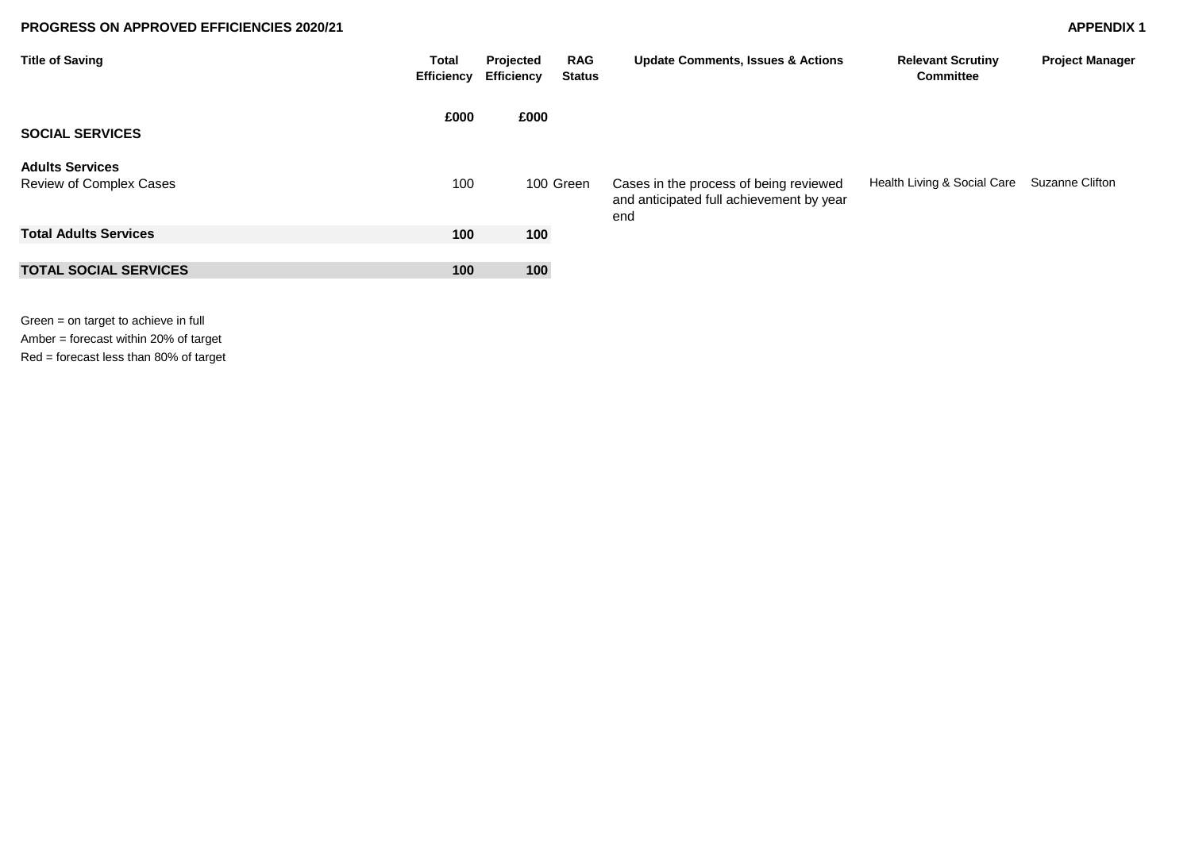**PROGRESS ON APPROVED EFFICIENCIES 2020/21** **APPENDIX 1**

| Title of Saving | Total Efficiency | Projected Efficiency | RAG Status | Update Comments, Issues & Actions | Relevant Scrutiny Committee | Project Manager |
|---|---|---|---|---|---|---|
| | £000 | £000 | | | | |
| **SOCIAL SERVICES** | | | | | | |
| **Adults Services** | | | | | | |
| Review of Complex Cases | 100 | 100 | Green | Cases in the process of being reviewed and anticipated full achievement by year end | Health Living & Social Care | Suzanne Clifton |
| **Total Adults Services** | **100** | **100** | | | | |
| **TOTAL SOCIAL SERVICES** | **100** | **100** | | | | |

Green = on target to achieve in full
Amber = forecast within 20% of target
Red = forecast less than 80% of target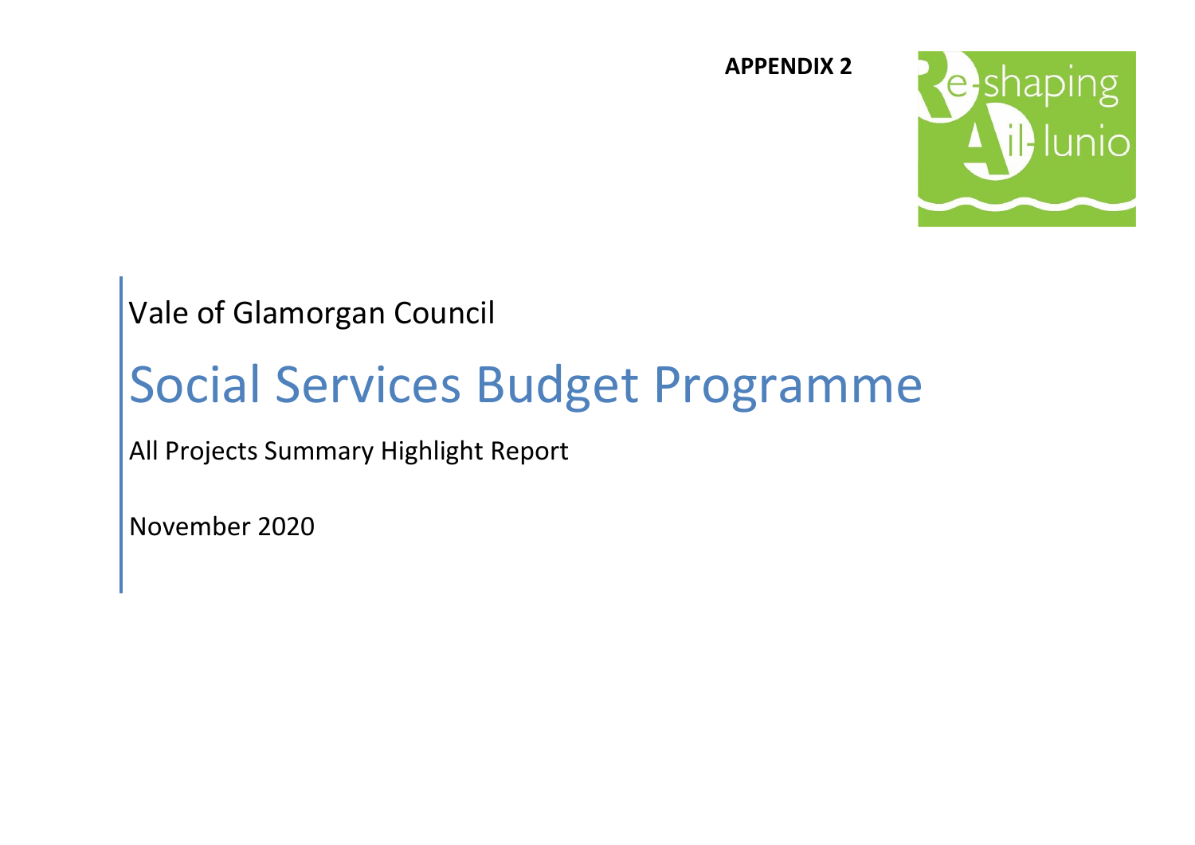**APPENDIX 2**

Vale of Glamorgan Council

# Social Services Budget Programme

All Projects Summary Highlight Report

November 2020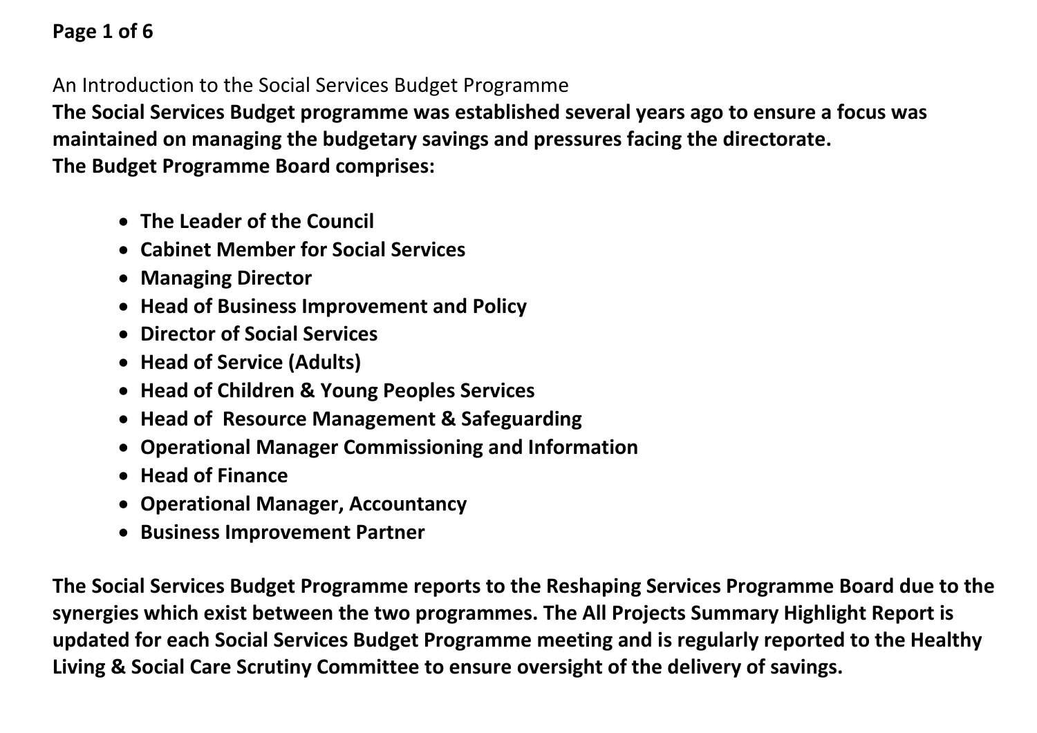An Introduction to the Social Services Budget Programme

**The Social Services Budget programme was established several years ago to ensure a focus was maintained on managing the budgetary savings and pressures facing the directorate.**
**The Budget Programme Board comprises:**

- **The Leader of the Council**
- **Cabinet Member for Social Services**
- **Managing Director**
- **Head of Business Improvement and Policy**
- **Director of Social Services**
- **Head of Service (Adults)**
- **Head of Children & Young Peoples Services**
- **Head of Resource Management & Safeguarding**
- **Operational Manager Commissioning and Information**
- **Head of Finance**
- **Operational Manager, Accountancy**
- **Business Improvement Partner**

**The Social Services Budget Programme reports to the Reshaping Services Programme Board due to the synergies which exist between the two programmes. The All Projects Summary Highlight Report is updated for each Social Services Budget Programme meeting and is regularly reported to the Healthy Living & Social Care Scrutiny Committee to ensure oversight of the delivery of savings.**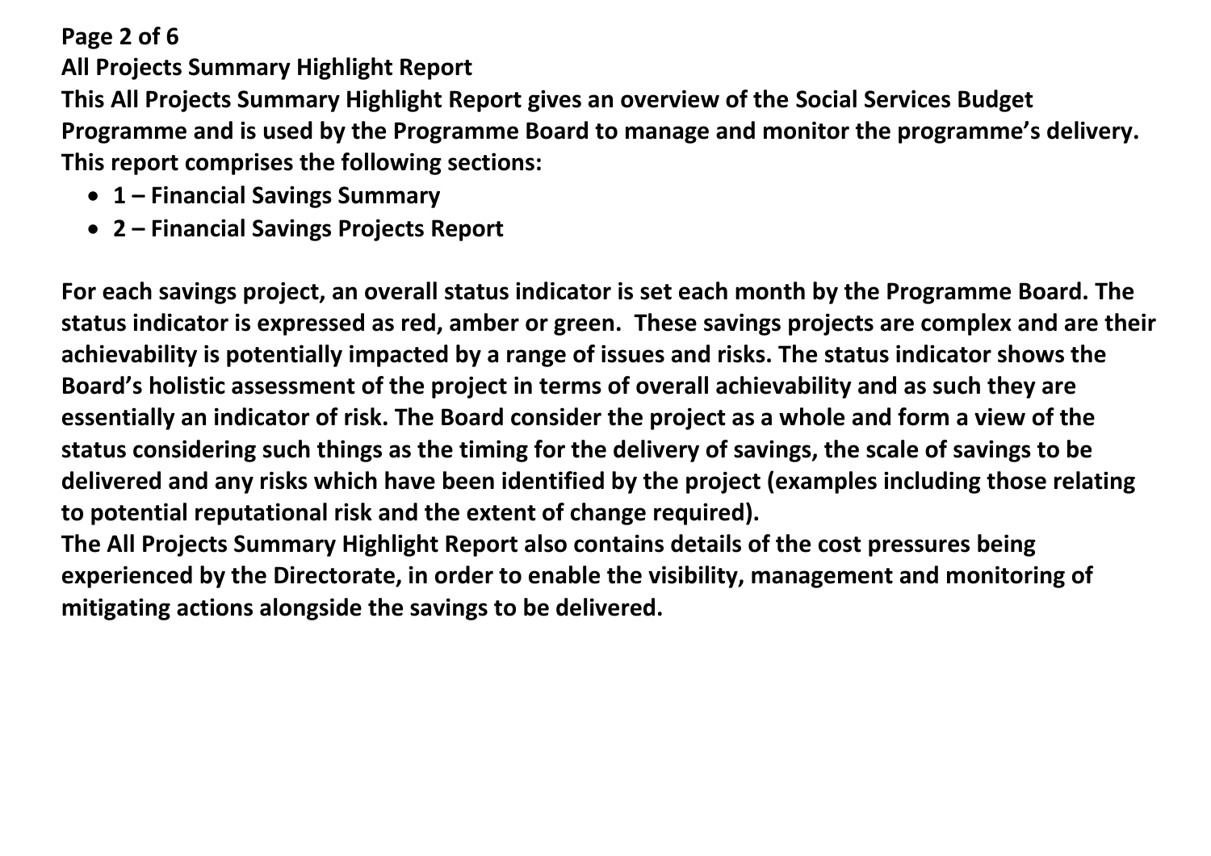## All Projects Summary Highlight Report

**This All Projects Summary Highlight Report gives an overview of the Social Services Budget Programme and is used by the Programme Board to manage and monitor the programme's delivery. This report comprises the following sections:**

- **1 – Financial Savings Summary**
- **2 – Financial Savings Projects Report**

**For each savings project, an overall status indicator is set each month by the Programme Board. The status indicator is expressed as red, amber or green. These savings projects are complex and are their achievability is potentially impacted by a range of issues and risks. The status indicator shows the Board's holistic assessment of the project in terms of overall achievability and as such they are essentially an indicator of risk. The Board consider the project as a whole and form a view of the status considering such things as the timing for the delivery of savings, the scale of savings to be delivered and any risks which have been identified by the project (examples including those relating to potential reputational risk and the extent of change required).**

**The All Projects Summary Highlight Report also contains details of the cost pressures being experienced by the Directorate, in order to enable the visibility, management and monitoring of mitigating actions alongside the savings to be delivered.**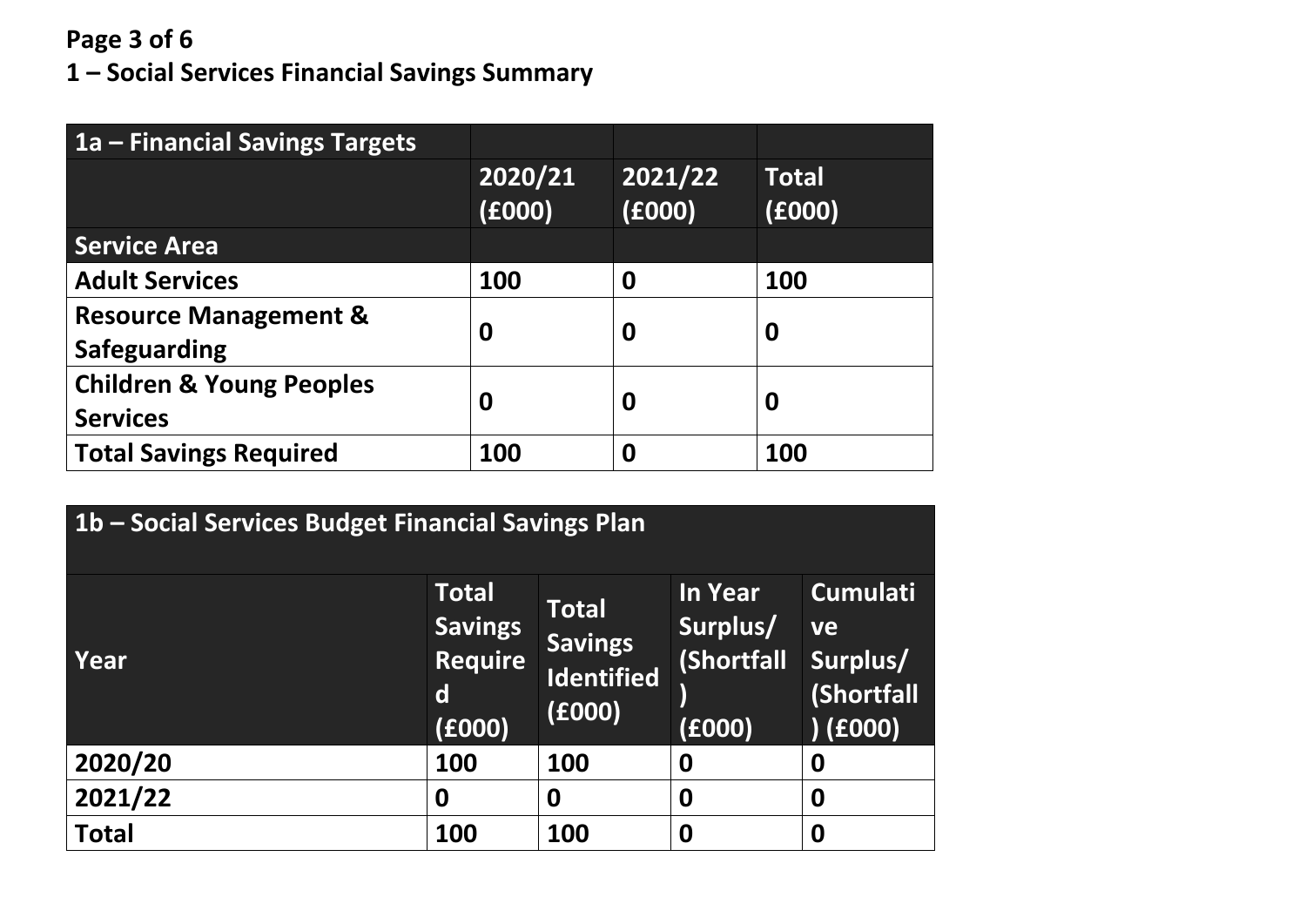## 1 – Social Services Financial Savings Summary

| 1a – Financial Savings Targets | | | |
|---|---|---|---|
| | 2020/21 (£000) | 2021/22 (£000) | Total (£000) |
| **Service Area** | | | |
| **Adult Services** | 100 | 0 | 100 |
| **Resource Management & Safeguarding** | 0 | 0 | 0 |
| **Children & Young Peoples Services** | 0 | 0 | 0 |
| **Total Savings Required** | 100 | 0 | 100 |

| 1b – Social Services Budget Financial Savings Plan | | | | |
|---|---|---|---|---|
| Year | Total Savings Required (£000) | Total Savings Identified (£000) | In Year Surplus/ (Shortfall) (£000) | Cumulative Surplus/ (Shortfall) (£000) |
| **2020/20** | 100 | 100 | 0 | 0 |
| **2021/22** | 0 | 0 | 0 | 0 |
| **Total** | 100 | 100 | 0 | 0 |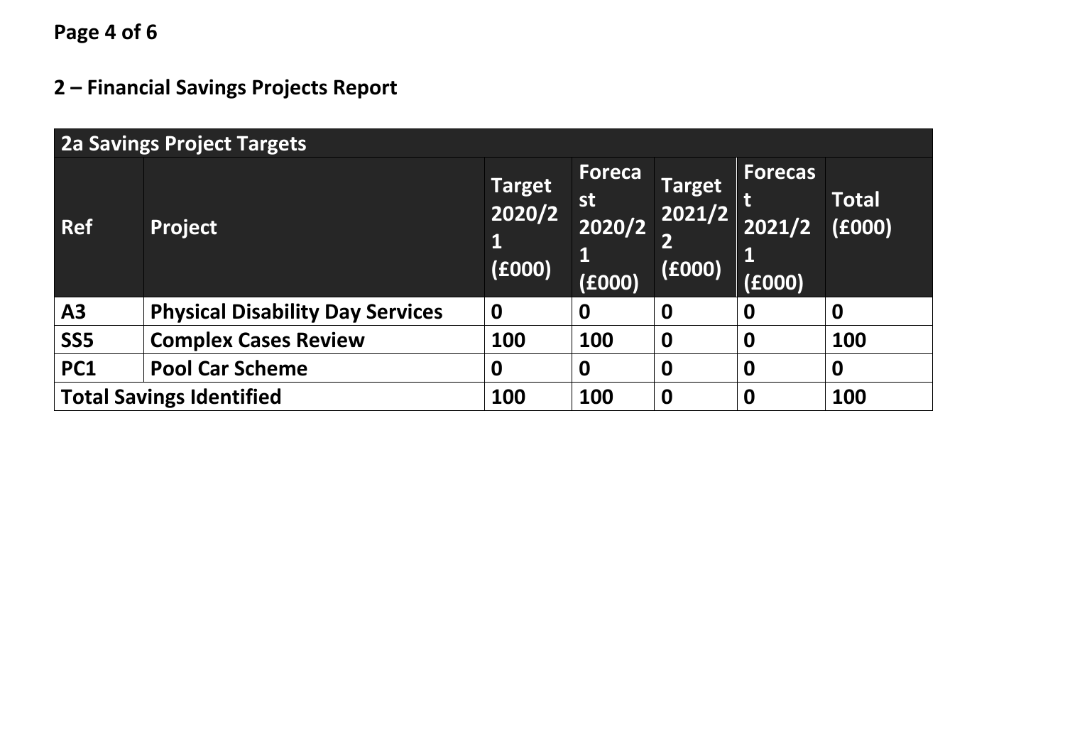## 2 – Financial Savings Projects Report

| 2a Savings Project Targets | | | | | | |
|---|---|---|---|---|---|---|
| **Ref** | **Project** | **Target 2020/21 (£000)** | **Forecast 2020/21 (£000)** | **Target 2021/22 (£000)** | **Forecast 2021/21 (£000)** | **Total (£000)** |
| **A3** | **Physical Disability Day Services** | **0** | **0** | **0** | **0** | **0** |
| **SS5** | **Complex Cases Review** | **100** | **100** | **0** | **0** | **100** |
| **PC1** | **Pool Car Scheme** | **0** | **0** | **0** | **0** | **0** |
| **Total Savings Identified** | | **100** | **100** | **0** | **0** | **100** |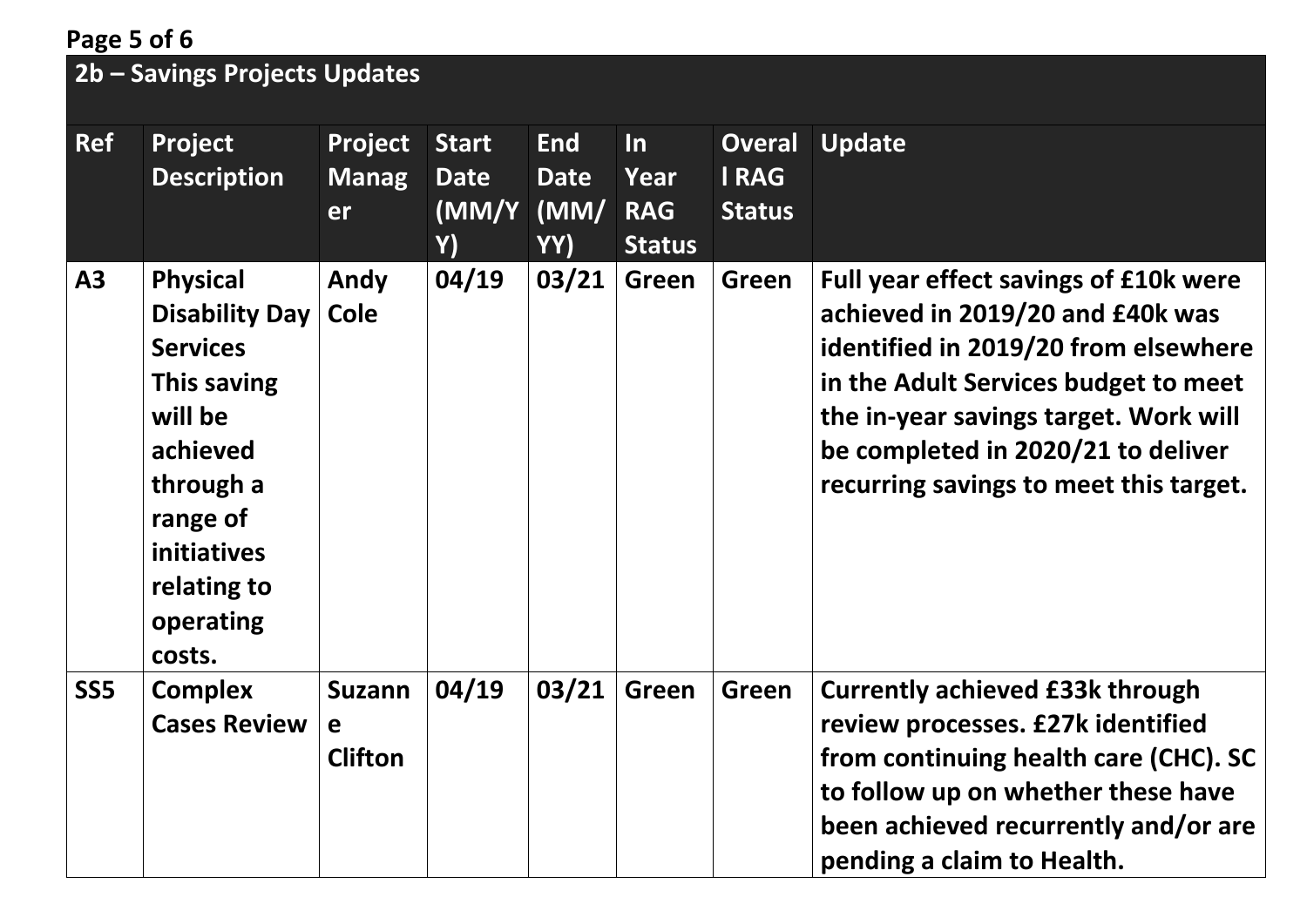| 2b – Savings Projects Updates | | | | | | | |
|---|---|---|---|---|---|---|---|
| **Ref** | **Project Description** | **Project Manager** | **Start Date (MM/YY)** | **End Date (MM/YY)** | **In Year RAG Status** | **Overall RAG Status** | **Update** |
| **A3** | **Physical Disability Day Services This saving will be achieved through a range of initiatives relating to operating costs.** | **Andy Cole** | **04/19** | **03/21** | **Green** | **Green** | **Full year effect savings of £10k were achieved in 2019/20 and £40k was identified in 2019/20 from elsewhere in the Adult Services budget to meet the in-year savings target. Work will be completed in 2020/21 to deliver recurring savings to meet this target.** |
| **SS5** | **Complex Cases Review** | **Suzanne Clifton** | **04/19** | **03/21** | **Green** | **Green** | **Currently achieved £33k through review processes. £27k identified from continuing health care (CHC). SC to follow up on whether these have been achieved recurrently and/or are pending a claim to Health.** |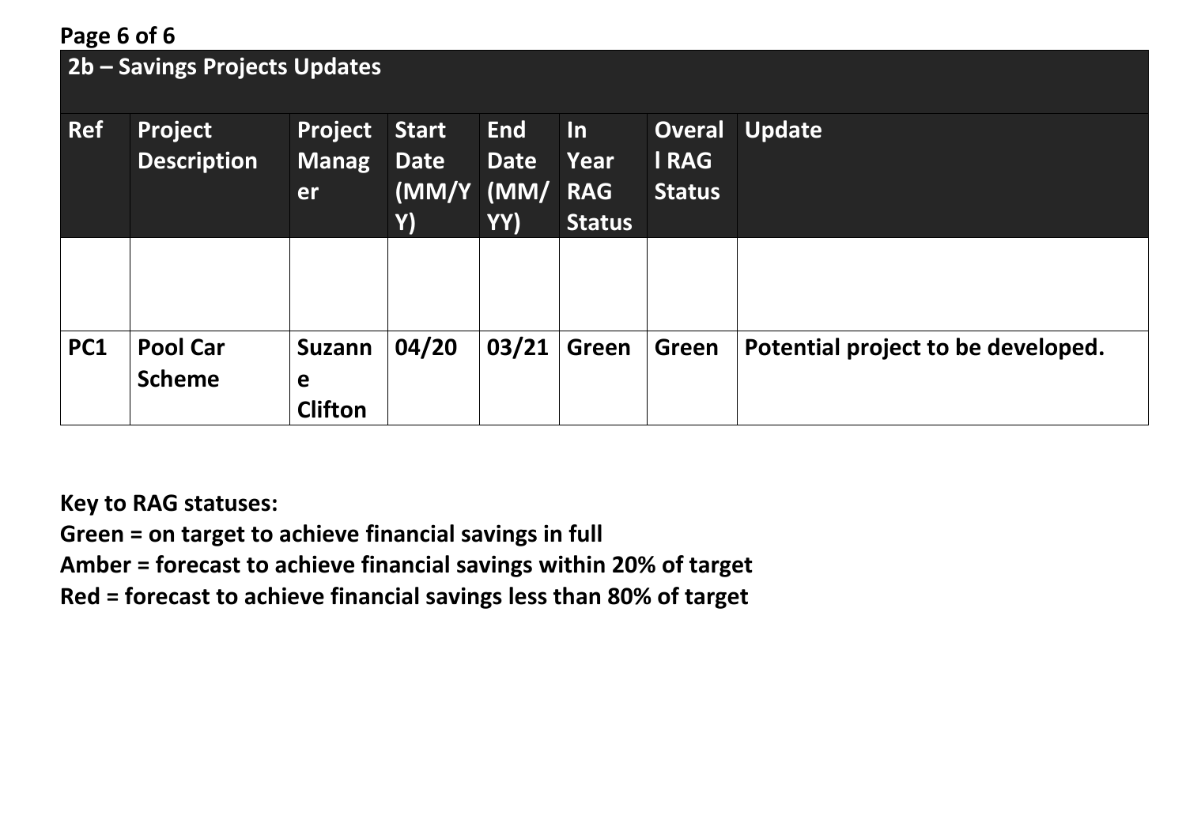| 2b – Savings Projects Updates | | | | | | | |
|---|---|---|---|---|---|---|---|
| **Ref** | **Project Description** | **Project Manager** | **Start Date (MM/YY)** | **End Date (MM/YY)** | **In Year RAG Status** | **Overall RAG Status** | **Update** |
| | | | | | | | |
| **PC1** | **Pool Car Scheme** | **Suzanne Clifton** | **04/20** | **03/21** | **Green** | **Green** | **Potential project to be developed.** |

**Key to RAG statuses:**
**Green = on target to achieve financial savings in full**
**Amber = forecast to achieve financial savings within 20% of target**
**Red = forecast to achieve financial savings less than 80% of target**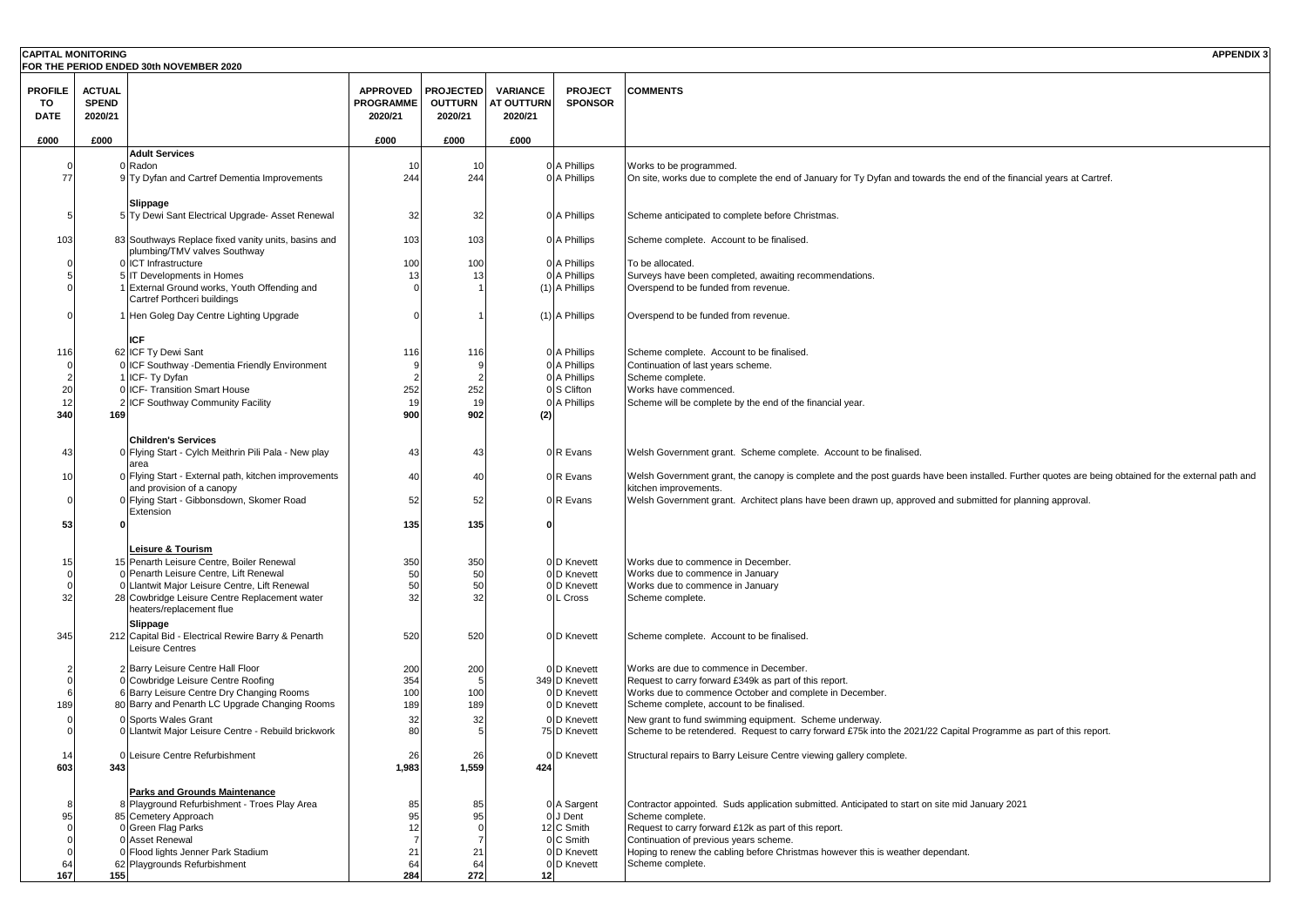**CAPITAL MONITORING**
**FOR THE PERIOD ENDED 30th NOVEMBER 2020**

**APPENDIX 3**

| PROFILE TO DATE | ACTUAL SPEND 2020/21 | | APPROVED PROGRAMME 2020/21 | PROJECTED OUTTURN 2020/21 | VARIANCE AT OUTTURN 2020/21 | PROJECT SPONSOR | COMMENTS |
|---|---|---|---|---|---|---|---|
| £000 | £000 | | £000 | £000 | £000 | | |
| | | **Adult Services** | | | | | |
| 0 | 0 | Radon | 10 | 10 | 0 | A Phillips | Works to be programmed. |
| 77 | 9 | Ty Dyfan and Cartref Dementia Improvements | 244 | 244 | 0 | A Phillips | On site, works due to complete the end of January for Ty Dyfan and towards the end of the financial years at Cartref. |
| | | **Slippage** | | | | | |
| 5 | 5 | Ty Dewi Sant Electrical Upgrade- Asset Renewal | 32 | 32 | 0 | A Phillips | Scheme anticipated to complete before Christmas. |
| 103 | 83 | Southways Replace fixed vanity units, basins and plumbing/TMV valves Southway | 103 | 103 | 0 | A Phillips | Scheme complete. Account to be finalised. |
| 0 | 0 | ICT Infrastructure | 100 | 100 | 0 | A Phillips | To be allocated. |
| 5 | 5 | IT Developments in Homes | 13 | 13 | 0 | A Phillips | Surveys have been completed, awaiting recommendations. |
| 0 | 1 | External Ground works, Youth Offending and Cartref Porthceri buildings | 0 | 1 | (1) | A Phillips | Overspend to be funded from revenue. |
| 0 | 1 | Hen Goleg Day Centre Lighting Upgrade | 0 | 1 | (1) | A Phillips | Overspend to be funded from revenue. |
| | | **ICF** | | | | | |
| 116 | 62 | ICF Ty Dewi Sant | 116 | 116 | 0 | A Phillips | Scheme complete. Account to be finalised. |
| 0 | 0 | ICF Southway -Dementia Friendly Environment | 9 | 9 | 0 | A Phillips | Continuation of last years scheme. |
| 2 | 1 | ICF- Ty Dyfan | 2 | 2 | 0 | A Phillips | Scheme complete. |
| 20 | 0 | ICF- Transition Smart House | 252 | 252 | 0 | S Clifton | Works have commenced. |
| 12 | 2 | ICF Southway Community Facility | 19 | 19 | 0 | A Phillips | Scheme will be complete by the end of the financial year. |
| **340** | **169** | | **900** | **902** | **(2)** | | |
| | | **Children's Services** | | | | | |
| 43 | 0 | Flying Start - Cylch Meithrin Pili Pala - New play area | 43 | 43 | 0 | R Evans | Welsh Government grant. Scheme complete. Account to be finalised. |
| 10 | 0 | Flying Start - External path, kitchen improvements and provision of a canopy | 40 | 40 | 0 | R Evans | Welsh Government grant, the canopy is complete and the post guards have been installed. Further quotes are being obtained for the external path and kitchen improvements. |
| 0 | 0 | Flying Start - Gibbonsdown, Skomer Road Extension | 52 | 52 | 0 | R Evans | Welsh Government grant. Architect plans have been drawn up, approved and submitted for planning approval. |
| **53** | **0** | | **135** | **135** | **0** | | |
| | | **Leisure & Tourism** | | | | | |
| 15 | 15 | Penarth Leisure Centre, Boiler Renewal | 350 | 350 | 0 | D Knevett | Works due to commence in December. |
| 0 | 0 | Penarth Leisure Centre, Lift Renewal | 50 | 50 | 0 | D Knevett | Works due to commence in January |
| 0 | 0 | Llantwit Major Leisure Centre, Lift Renewal | 50 | 50 | 0 | D Knevett | Works due to commence in January |
| 32 | 28 | Cowbridge Leisure Centre Replacement water heaters/replacement flue | 32 | 32 | 0 | L Cross | Scheme complete. |
| | | **Slippage** | | | | | |
| 345 | 212 | Capital Bid - Electrical Rewire Barry & Penarth Leisure Centres | 520 | 520 | 0 | D Knevett | Scheme complete. Account to be finalised. |
| 2 | 2 | Barry Leisure Centre Hall Floor | 200 | 200 | 0 | D Knevett | Works are due to commence in December. |
| 0 | 0 | Cowbridge Leisure Centre Roofing | 354 | 5 | 349 | D Knevett | Request to carry forward £349k as part of this report. |
| 6 | 6 | Barry Leisure Centre Dry Changing Rooms | 100 | 100 | 0 | D Knevett | Works due to commence October and complete in December. |
| 189 | 80 | Barry and Penarth LC Upgrade Changing Rooms | 189 | 189 | 0 | D Knevett | Scheme complete, account to be finalised. |
| 0 | 0 | Sports Wales Grant | 32 | 32 | 0 | D Knevett | New grant to fund swimming equipment. Scheme underway. |
| 0 | 0 | Llantwit Major Leisure Centre - Rebuild brickwork | 80 | 5 | 75 | D Knevett | Scheme to be retendered. Request to carry forward £75k into the 2021/22 Capital Programme as part of this report. |
| 14 | 0 | Leisure Centre Refurbishment | 26 | 26 | 0 | D Knevett | Structural repairs to Barry Leisure Centre viewing gallery complete. |
| **603** | **343** | | **1,983** | **1,559** | **424** | | |
| | | **Parks and Grounds Maintenance** | | | | | |
| 8 | 8 | Playground Refurbishment - Troes Play Area | 85 | 85 | 0 | A Sargent | Contractor appointed. Suds application submitted. Anticipated to start on site mid January 2021 |
| 95 | 85 | Cemetery Approach | 95 | 95 | 0 | J Dent | Scheme complete. |
| 0 | 0 | Green Flag Parks | 12 | 0 | 12 | C Smith | Request to carry forward £12k as part of this report. |
| 0 | 0 | Asset Renewal | 7 | 7 | 0 | C Smith | Continuation of previous years scheme. |
| 0 | 0 | Flood lights Jenner Park Stadium | 21 | 21 | 0 | D Knevett | Hoping to renew the cabling before Christmas however this is weather dependant. |
| 64 | 62 | Playgrounds Refurbishment | 64 | 64 | 0 | D Knevett | Scheme complete. |
| **167** | **155** | | **284** | **272** | **12** | | |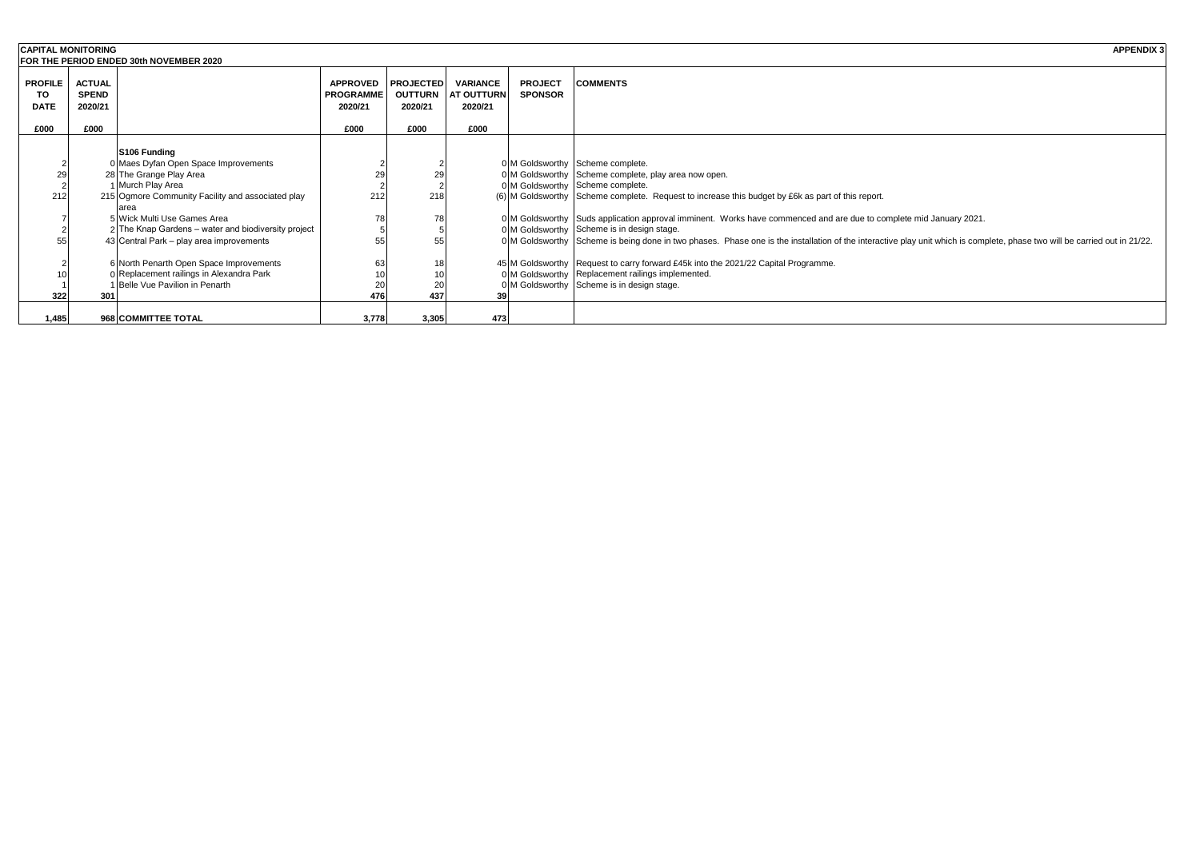**CAPITAL MONITORING** **APPENDIX 3**

**FOR THE PERIOD ENDED 30th NOVEMBER 2020**

| PROFILE TO DATE £000 | ACTUAL SPEND 2020/21 £000 | | APPROVED PROGRAMME 2020/21 £000 | PROJECTED OUTTURN 2020/21 £000 | VARIANCE AT OUTTURN 2020/21 £000 | PROJECT SPONSOR | COMMENTS |
|---|---|---|---|---|---|---|---|
| | | **S106 Funding** | | | | | |
| 2 | 0 | Maes Dyfan Open Space Improvements | 2 | 2 | 0 | M Goldsworthy | Scheme complete. |
| 29 | 28 | The Grange Play Area | 29 | 29 | 0 | M Goldsworthy | Scheme complete, play area now open. |
| 2 | 1 | Murch Play Area | 2 | 2 | 0 | M Goldsworthy | Scheme complete. |
| 212 | 215 | Ogmore Community Facility and associated play area | 212 | 218 | (6) | M Goldsworthy | Scheme complete. Request to increase this budget by £6k as part of this report. |
| 7 | 5 | Wick Multi Use Games Area | 78 | 78 | 0 | M Goldsworthy | Suds application approval imminent. Works have commenced and are due to complete mid January 2021. |
| 2 | 2 | The Knap Gardens – water and biodiversity project | 5 | 5 | 0 | M Goldsworthy | Scheme is in design stage. |
| 55 | 43 | Central Park – play area improvements | 55 | 55 | 0 | M Goldsworthy | Scheme is being done in two phases. Phase one is the installation of the interactive play unit which is complete, phase two will be carried out in 21/22. |
| 2 | 6 | North Penarth Open Space Improvements | 63 | 18 | 45 | M Goldsworthy | Request to carry forward £45k into the 2021/22 Capital Programme. |
| 10 | 0 | Replacement railings in Alexandra Park | 10 | 10 | 0 | M Goldsworthy | Replacement railings implemented. |
| 1 | 1 | Belle Vue Pavilion in Penarth | 20 | 20 | 0 | M Goldsworthy | Scheme is in design stage. |
| **322** | **301** | | **476** | **437** | **39** | | |
| **1,485** | **968** | **COMMITTEE TOTAL** | **3,778** | **3,305** | **473** | | |